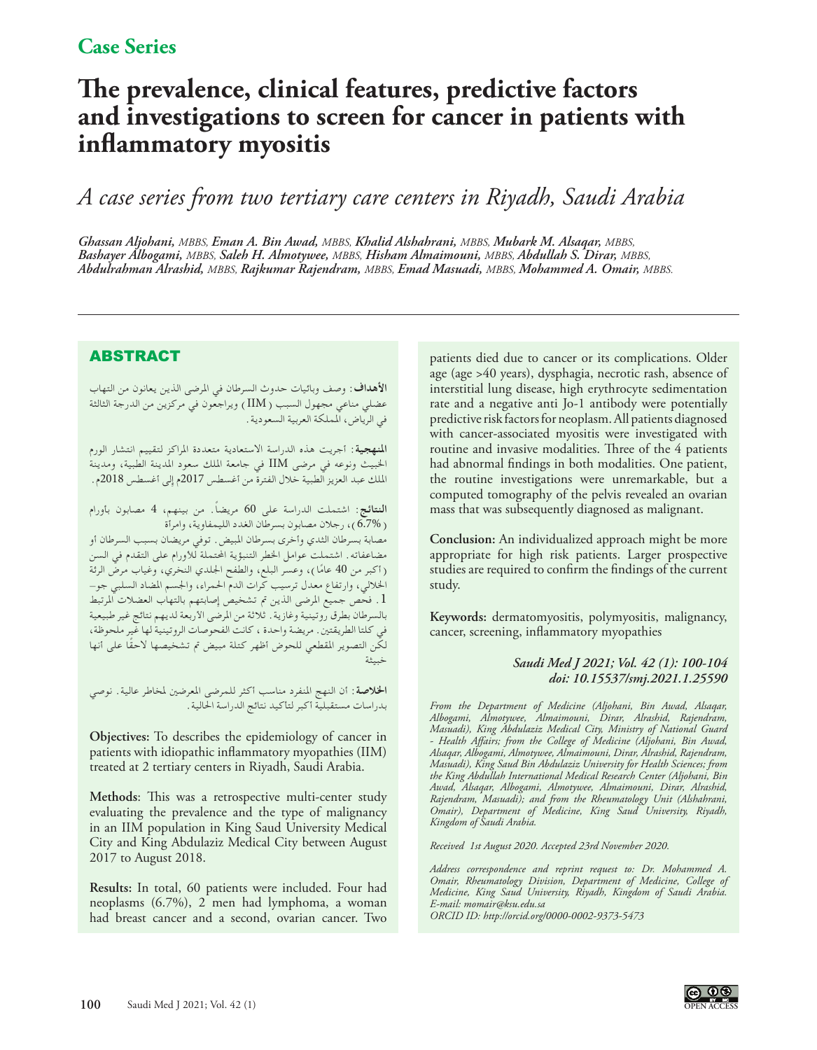## Case Series

# The prevalence, clinical features, predictive factors and investigations to screen for cancer in patients with inflammatory myositis

*A case series from two tertiary care centers in Riyadh, Saudi Arabia*

***Ghassan Aljohani,** MBBS, **Eman A. Bin Awad,** MBBS, **Khalid Alshahrani,** MBBS, **Mubark M. Alsaqar,** MBBS, **Bashayer Albogami,** MBBS, **Saleh H. Almotywee,** MBBS, **Hisham Almaimouni,** MBBS, **Abdullah S. Dirar,** MBBS, **Abdulrahman Alrashid,** MBBS, **Rajkumar Rajendram,** MBBS, **Emad Masuadi,** MBBS, **Mohammed A. Omair,** MBBS.*

## ABSTRACT

**الأهداف**: وصف وبائيات حدوث السرطان في المرضى الذين يعانون من التهاب عضلي مناعي مجهول السبب (IIM) ويراجعون في مركزين من الدرجة الثالثة في الرياض، المملكة العربية السعودية.

**المنهجية**: أجريت هذه الدراسة الاستعادية متعددة المراكز لتقييم انتشار الورم الخبيث ونوعه في مرضى IIM في جامعة الملك سعود المدينة الطبية، ومدينة الملك عبد العزيز الطبية خلال الفترة من أغسطس 2017م إلى أغسطس 2018م.

**النتائج**: اشتملت الدراسة على 60 مريضاً. من بينهم، 4 مصابون بأورام (6.7%)، رجلان مصابون بسرطان الغدد الليمفاوية، وامرأة مصابة بسرطان الثدي وأخرى بسرطان المبيض. توفي مريضان بسبب السرطان أو مضاعفاته. اشتملت عوامل الخطر التنبؤية المحتملة للأورام على التقدم في السن (أكبر من 40 عامًا)، وعسر البلع، والطفح الجلدي النخري، وغياب مرض الرئة الخلالي، وارتفاع معدل ترسيب كرات الدم الحمراء، والجسم المضاد السلبي جو-1. فحص جميع المرضى الذين تم تشخيص إصابتهم بالتهاب العضلات المرتبط بالسرطان بطرق روتينية وغازية. ثلاثة من المرضى الأربعة لديهم نتائج غير طبيعية في كلتا الطريقتين. مريضة واحدة، كانت الفحوصات الروتينية لها غير ملحوظة، لكن التصوير المقطعي للحوض أظهر كتلة مبيض تم تشخيصها لاحقًا على أنها خبيثة

**الخلاصة**: أن النهج المنفرد مناسب أكثر للمرضى المعرضين لمخاطر عالية. نوصي بدراسات مستقبلية أكبر لتأكيد نتائج الدراسة الحالية.

**Objectives:** To describes the epidemiology of cancer in patients with idiopathic inflammatory myopathies (IIM) treated at 2 tertiary centers in Riyadh, Saudi Arabia.

**Methods**: This was a retrospective multi-center study evaluating the prevalence and the type of malignancy in an IIM population in King Saud University Medical City and King Abdulaziz Medical City between August 2017 to August 2018.

**Results:** In total, 60 patients were included. Four had neoplasms (6.7%), 2 men had lymphoma, a woman had breast cancer and a second, ovarian cancer. Two patients died due to cancer or its complications. Older age (age >40 years), dysphagia, necrotic rash, absence of interstitial lung disease, high erythrocyte sedimentation rate and a negative anti Jo-1 antibody were potentially predictive risk factors for neoplasm. All patients diagnosed with cancer-associated myositis were investigated with routine and invasive modalities. Three of the 4 patients had abnormal findings in both modalities. One patient, the routine investigations were unremarkable, but a computed tomography of the pelvis revealed an ovarian mass that was subsequently diagnosed as malignant.

**Conclusion:** An individualized approach might be more appropriate for high risk patients. Larger prospective studies are required to confirm the findings of the current study.

**Keywords:** dermatomyositis, polymyositis, malignancy, cancer, screening, inflammatory myopathies

***Saudi Med J 2021; Vol. 42 (1): 100-104***
***doi: 10.15537/smj.2021.1.25590***

*From the Department of Medicine (Aljohani, Bin Awad, Alsaqar, Albogami, Almotywee, Almaimouni, Dirar, Alrashid, Rajendram, Masuadi), King Abdulaziz Medical City, Ministry of National Guard - Health Affairs; from the College of Medicine (Aljohani, Bin Awad, Alsaqar, Albogami, Almotywee, Almaimouni, Dirar, Alrashid, Rajendram, Masuadi), King Saud Bin Abdulaziz University for Health Sciences; from the King Abdullah International Medical Research Center (Aljohani, Bin Awad, Alsaqar, Albogami, Almotywee, Almaimouni, Dirar, Alrashid, Rajendram, Masuadi); and from the Rheumatology Unit (Alshahrani, Omair), Department of Medicine, King Saud University, Riyadh, Kingdom of Saudi Arabia.*

*Received 1st August 2020. Accepted 23rd November 2020.*

*Address correspondence and reprint request to: Dr. Mohammed A. Omair, Rheumatology Division, Department of Medicine, College of Medicine, King Saud University, Riyadh, Kingdom of Saudi Arabia. E-mail: momair@ksu.edu.sa*
*ORCID ID: http://orcid.org/0000-0002-9373-5473*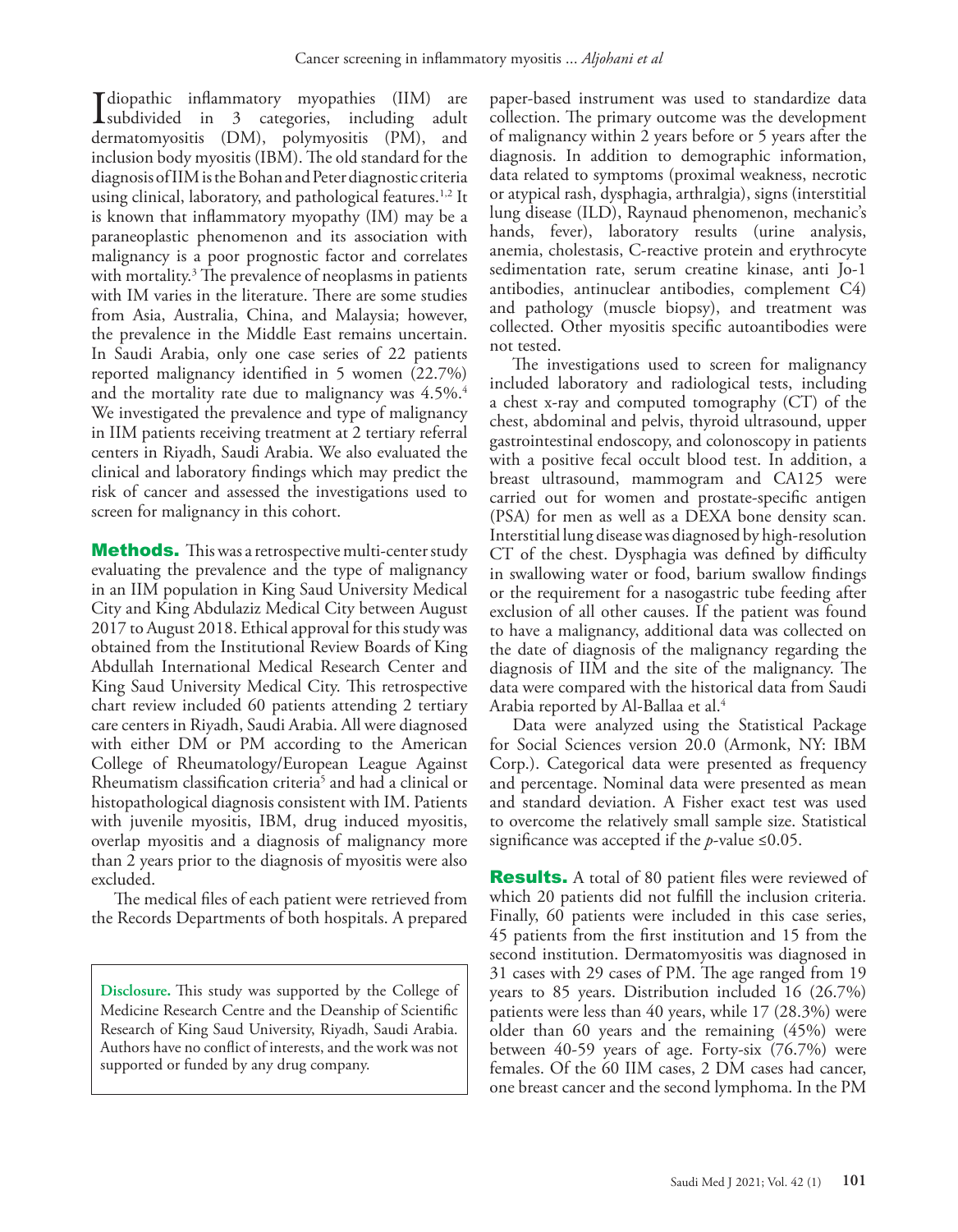Idiopathic inflammatory myopathies (IIM) are subdivided in 3 categories, including adult dermatomyositis (DM), polymyositis (PM), and inclusion body myositis (IBM). The old standard for the diagnosis of IIM is the Bohan and Peter diagnostic criteria using clinical, laboratory, and pathological features.[1,2] It is known that inflammatory myopathy (IM) may be a paraneoplastic phenomenon and its association with malignancy is a poor prognostic factor and correlates with mortality.[3] The prevalence of neoplasms in patients with IM varies in the literature. There are some studies from Asia, Australia, China, and Malaysia; however, the prevalence in the Middle East remains uncertain. In Saudi Arabia, only one case series of 22 patients reported malignancy identified in 5 women (22.7%) and the mortality rate due to malignancy was 4.5%.[4] We investigated the prevalence and type of malignancy in IIM patients receiving treatment at 2 tertiary referral centers in Riyadh, Saudi Arabia. We also evaluated the clinical and laboratory findings which may predict the risk of cancer and assessed the investigations used to screen for malignancy in this cohort.

## Methods.

This was a retrospective multi-center study evaluating the prevalence and the type of malignancy in an IIM population in King Saud University Medical City and King Abdulaziz Medical City between August 2017 to August 2018. Ethical approval for this study was obtained from the Institutional Review Boards of King Abdullah International Medical Research Center and King Saud University Medical City. This retrospective chart review included 60 patients attending 2 tertiary care centers in Riyadh, Saudi Arabia. All were diagnosed with either DM or PM according to the American College of Rheumatology/European League Against Rheumatism classification criteria[5] and had a clinical or histopathological diagnosis consistent with IM. Patients with juvenile myositis, IBM, drug induced myositis, overlap myositis and a diagnosis of malignancy more than 2 years prior to the diagnosis of myositis were also excluded.

The medical files of each patient were retrieved from the Records Departments of both hospitals. A prepared paper-based instrument was used to standardize data collection. The primary outcome was the development of malignancy within 2 years before or 5 years after the diagnosis. In addition to demographic information, data related to symptoms (proximal weakness, necrotic or atypical rash, dysphagia, arthralgia), signs (interstitial lung disease (ILD), Raynaud phenomenon, mechanic's hands, fever), laboratory results (urine analysis, anemia, cholestasis, C-reactive protein and erythrocyte sedimentation rate, serum creatine kinase, anti Jo-1 antibodies, antinuclear antibodies, complement C4) and pathology (muscle biopsy), and treatment was collected. Other myositis specific autoantibodies were not tested.

The investigations used to screen for malignancy included laboratory and radiological tests, including a chest x-ray and computed tomography (CT) of the chest, abdominal and pelvis, thyroid ultrasound, upper gastrointestinal endoscopy, and colonoscopy in patients with a positive fecal occult blood test. In addition, a breast ultrasound, mammogram and CA125 were carried out for women and prostate-specific antigen (PSA) for men as well as a DEXA bone density scan. Interstitial lung disease was diagnosed by high-resolution CT of the chest. Dysphagia was defined by difficulty in swallowing water or food, barium swallow findings or the requirement for a nasogastric tube feeding after exclusion of all other causes. If the patient was found to have a malignancy, additional data was collected on the date of diagnosis of the malignancy regarding the diagnosis of IIM and the site of the malignancy. The data were compared with the historical data from Saudi Arabia reported by Al-Ballaa et al.[4]

Data were analyzed using the Statistical Package for Social Sciences version 20.0 (Armonk, NY: IBM Corp.). Categorical data were presented as frequency and percentage. Nominal data were presented as mean and standard deviation. A Fisher exact test was used to overcome the relatively small sample size. Statistical significance was accepted if the $p$-value ≤0.05.

## Results.

A total of 80 patient files were reviewed of which 20 patients did not fulfill the inclusion criteria. Finally, 60 patients were included in this case series, 45 patients from the first institution and 15 from the second institution. Dermatomyositis was diagnosed in 31 cases with 29 cases of PM. The age ranged from 19 years to 85 years. Distribution included 16 (26.7%) patients were less than 40 years, while 17 (28.3%) were older than 60 years and the remaining (45%) were between 40-59 years of age. Forty-six (76.7%) were females. Of the 60 IIM cases, 2 DM cases had cancer, one breast cancer and the second lymphoma. In the PM

**Disclosure.** This study was supported by the College of Medicine Research Centre and the Deanship of Scientific Research of King Saud University, Riyadh, Saudi Arabia. Authors have no conflict of interests, and the work was not supported or funded by any drug company.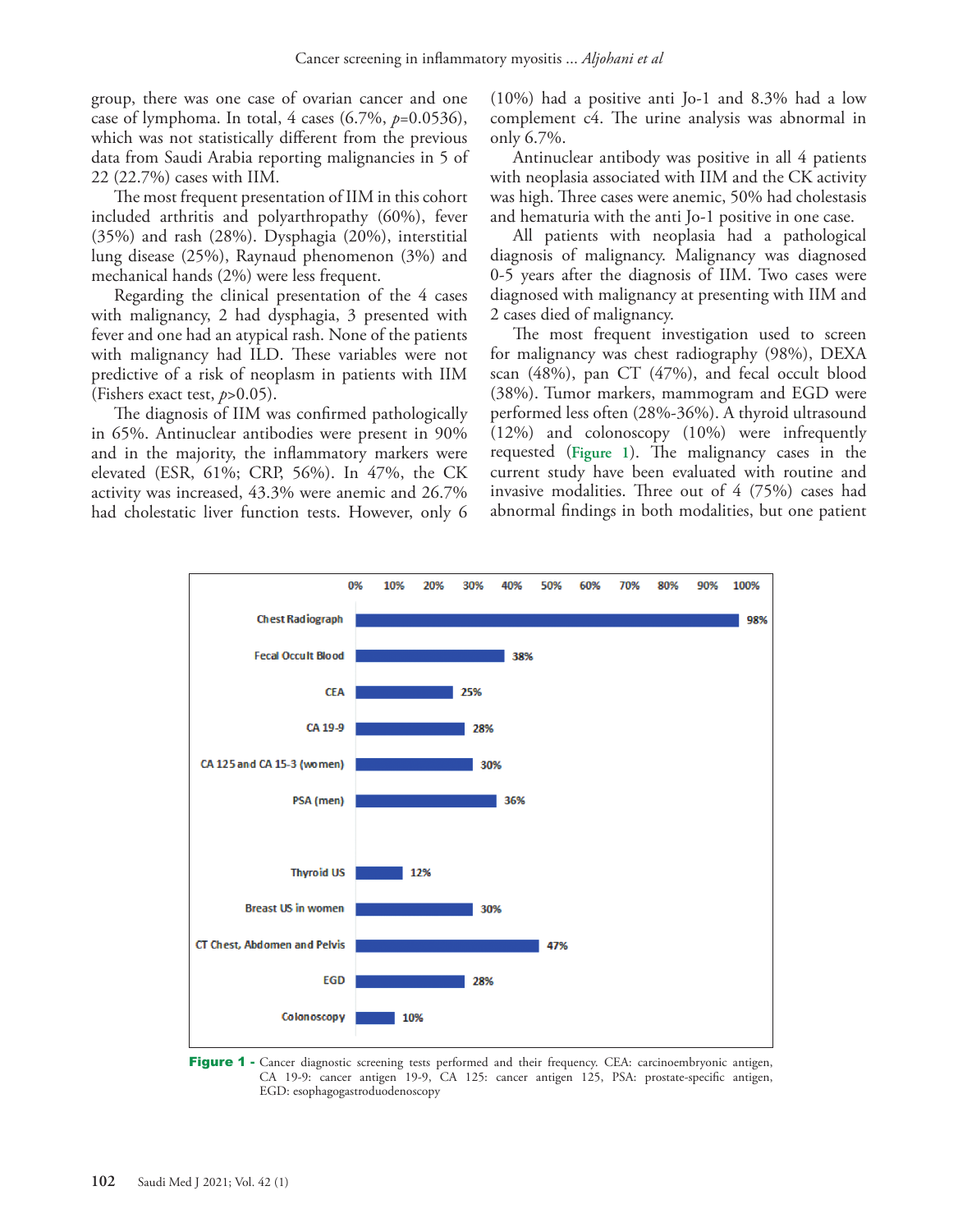group, there was one case of ovarian cancer and one case of lymphoma. In total, 4 cases (6.7%, $p$=0.0536), which was not statistically different from the previous data from Saudi Arabia reporting malignancies in 5 of 22 (22.7%) cases with IIM.

The most frequent presentation of IIM in this cohort included arthritis and polyarthropathy (60%), fever (35%) and rash (28%). Dysphagia (20%), interstitial lung disease (25%), Raynaud phenomenon (3%) and mechanical hands (2%) were less frequent.

Regarding the clinical presentation of the 4 cases with malignancy, 2 had dysphagia, 3 presented with fever and one had an atypical rash. None of the patients with malignancy had ILD. These variables were not predictive of a risk of neoplasm in patients with IIM (Fishers exact test, $p$>0.05).

The diagnosis of IIM was confirmed pathologically in 65%. Antinuclear antibodies were present in 90% and in the majority, the inflammatory markers were elevated (ESR, 61%; CRP, 56%). In 47%, the CK activity was increased, 43.3% were anemic and 26.7% had cholestatic liver function tests. However, only 6 (10%) had a positive anti Jo-1 and 8.3% had a low complement c4. The urine analysis was abnormal in only 6.7%.

Antinuclear antibody was positive in all 4 patients with neoplasia associated with IIM and the CK activity was high. Three cases were anemic, 50% had cholestasis and hematuria with the anti Jo-1 positive in one case.

All patients with neoplasia had a pathological diagnosis of malignancy. Malignancy was diagnosed 0-5 years after the diagnosis of IIM. Two cases were diagnosed with malignancy at presenting with IIM and 2 cases died of malignancy.

The most frequent investigation used to screen for malignancy was chest radiography (98%), DEXA scan (48%), pan CT (47%), and fecal occult blood (38%). Tumor markers, mammogram and EGD were performed less often (28%-36%). A thyroid ultrasound (12%) and colonoscopy (10%) were infrequently requested (Figure 1). The malignancy cases in the current study have been evaluated with routine and invasive modalities. Three out of 4 (75%) cases had abnormal findings in both modalities, but one patient

| Test | Frequency |
|---|---|
| Chest Radiograph | 98% |
| Fecal Occult Blood | 38% |
| CEA | 25% |
| CA 19-9 | 28% |
| CA 125 and CA 15-3 (women) | 30% |
| PSA (men) | 36% |
| Thyroid US | 12% |
| Breast US in women | 30% |
| CT Chest, Abdomen and Pelvis | 47% |
| EGD | 28% |
| Colonoscopy | 10% |

**Figure 1** - Cancer diagnostic screening tests performed and their frequency. CEA: carcinoembryonic antigen, CA 19-9: cancer antigen 19-9, CA 125: cancer antigen 125, PSA: prostate-specific antigen, EGD: esophagogastroduodenoscopy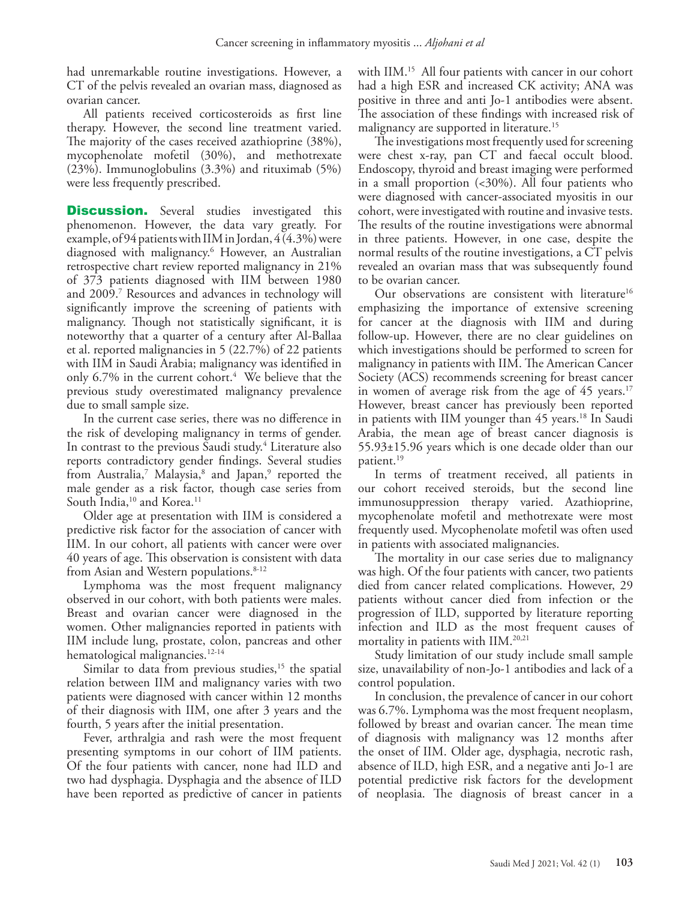had unremarkable routine investigations. However, a CT of the pelvis revealed an ovarian mass, diagnosed as ovarian cancer.

All patients received corticosteroids as first line therapy. However, the second line treatment varied. The majority of the cases received azathioprine (38%), mycophenolate mofetil (30%), and methotrexate (23%). Immunoglobulins (3.3%) and rituximab (5%) were less frequently prescribed.

## Discussion.

Several studies investigated this phenomenon. However, the data vary greatly. For example, of 94 patients with IIM in Jordan, 4 (4.3%) were diagnosed with malignancy.[6] However, an Australian retrospective chart review reported malignancy in 21% of 373 patients diagnosed with IIM between 1980 and 2009.[7] Resources and advances in technology will significantly improve the screening of patients with malignancy. Though not statistically significant, it is noteworthy that a quarter of a century after Al-Ballaa et al. reported malignancies in 5 (22.7%) of 22 patients with IIM in Saudi Arabia; malignancy was identified in only 6.7% in the current cohort.[4] We believe that the previous study overestimated malignancy prevalence due to small sample size.

In the current case series, there was no difference in the risk of developing malignancy in terms of gender. In contrast to the previous Saudi study.[4] Literature also reports contradictory gender findings. Several studies from Australia,[7] Malaysia,[8] and Japan,[9] reported the male gender as a risk factor, though case series from South India,[10] and Korea.[11]

Older age at presentation with IIM is considered a predictive risk factor for the association of cancer with IIM. In our cohort, all patients with cancer were over 40 years of age. This observation is consistent with data from Asian and Western populations.[8-12]

Lymphoma was the most frequent malignancy observed in our cohort, with both patients were males. Breast and ovarian cancer were diagnosed in the women. Other malignancies reported in patients with IIM include lung, prostate, colon, pancreas and other hematological malignancies.[12-14]

Similar to data from previous studies,[15] the spatial relation between IIM and malignancy varies with two patients were diagnosed with cancer within 12 months of their diagnosis with IIM, one after 3 years and the fourth, 5 years after the initial presentation.

Fever, arthralgia and rash were the most frequent presenting symptoms in our cohort of IIM patients. Of the four patients with cancer, none had ILD and two had dysphagia. Dysphagia and the absence of ILD have been reported as predictive of cancer in patients with IIM.[15] All four patients with cancer in our cohort had a high ESR and increased CK activity; ANA was positive in three and anti Jo-1 antibodies were absent. The association of these findings with increased risk of malignancy are supported in literature.[15]

The investigations most frequently used for screening were chest x-ray, pan CT and faecal occult blood. Endoscopy, thyroid and breast imaging were performed in a small proportion (<30%). All four patients who were diagnosed with cancer-associated myositis in our cohort, were investigated with routine and invasive tests. The results of the routine investigations were abnormal in three patients. However, in one case, despite the normal results of the routine investigations, a CT pelvis revealed an ovarian mass that was subsequently found to be ovarian cancer.

Our observations are consistent with literature[16] emphasizing the importance of extensive screening for cancer at the diagnosis with IIM and during follow-up. However, there are no clear guidelines on which investigations should be performed to screen for malignancy in patients with IIM. The American Cancer Society (ACS) recommends screening for breast cancer in women of average risk from the age of 45 years.[17] However, breast cancer has previously been reported in patients with IIM younger than 45 years.[18] In Saudi Arabia, the mean age of breast cancer diagnosis is 55.93±15.96 years which is one decade older than our patient.[19]

In terms of treatment received, all patients in our cohort received steroids, but the second line immunosuppression therapy varied. Azathioprine, mycophenolate mofetil and methotrexate were most frequently used. Mycophenolate mofetil was often used in patients with associated malignancies.

The mortality in our case series due to malignancy was high. Of the four patients with cancer, two patients died from cancer related complications. However, 29 patients without cancer died from infection or the progression of ILD, supported by literature reporting infection and ILD as the most frequent causes of mortality in patients with IIM.[20,21]

Study limitation of our study include small sample size, unavailability of non-Jo-1 antibodies and lack of a control population.

In conclusion, the prevalence of cancer in our cohort was 6.7%. Lymphoma was the most frequent neoplasm, followed by breast and ovarian cancer. The mean time of diagnosis with malignancy was 12 months after the onset of IIM. Older age, dysphagia, necrotic rash, absence of ILD, high ESR, and a negative anti Jo-1 are potential predictive risk factors for the development of neoplasia. The diagnosis of breast cancer in a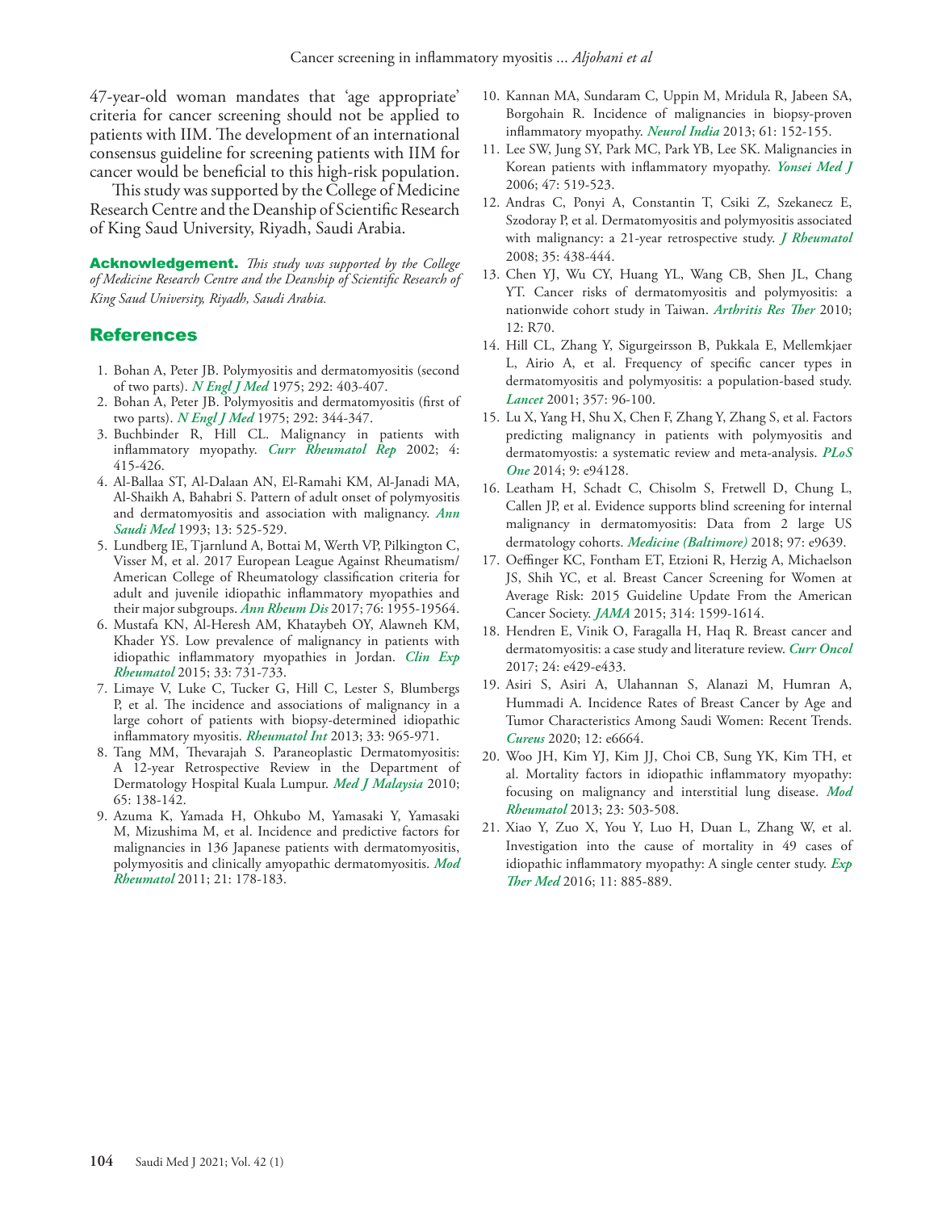47-year-old woman mandates that 'age appropriate' criteria for cancer screening should not be applied to patients with IIM. The development of an international consensus guideline for screening patients with IIM for cancer would be beneficial to this high-risk population.

This study was supported by the College of Medicine Research Centre and the Deanship of Scientific Research of King Saud University, Riyadh, Saudi Arabia.

**Acknowledgement.** *This study was supported by the College of Medicine Research Centre and the Deanship of Scientific Research of King Saud University, Riyadh, Saudi Arabia.*

## References

1. Bohan A, Peter JB. Polymyositis and dermatomyositis (second of two parts). *N Engl J Med* 1975; 292: 403-407.
2. Bohan A, Peter JB. Polymyositis and dermatomyositis (first of two parts). *N Engl J Med* 1975; 292: 344-347.
3. Buchbinder R, Hill CL. Malignancy in patients with inflammatory myopathy. *Curr Rheumatol Rep* 2002; 4: 415-426.
4. Al-Ballaa ST, Al-Dalaan AN, El-Ramahi KM, Al-Janadi MA, Al-Shaikh A, Bahabri S. Pattern of adult onset of polymyositis and dermatomyositis and association with malignancy. *Ann Saudi Med* 1993; 13: 525-529.
5. Lundberg IE, Tjarnlund A, Bottai M, Werth VP, Pilkington C, Visser M, et al. 2017 European League Against Rheumatism/American College of Rheumatology classification criteria for adult and juvenile idiopathic inflammatory myopathies and their major subgroups. *Ann Rheum Dis* 2017; 76: 1955-19564.
6. Mustafa KN, Al-Heresh AM, Khataybeh OY, Alawneh KM, Khader YS. Low prevalence of malignancy in patients with idiopathic inflammatory myopathies in Jordan. *Clin Exp Rheumatol* 2015; 33: 731-733.
7. Limaye V, Luke C, Tucker G, Hill C, Lester S, Blumbergs P, et al. The incidence and associations of malignancy in a large cohort of patients with biopsy-determined idiopathic inflammatory myositis. *Rheumatol Int* 2013; 33: 965-971.
8. Tang MM, Thevarajah S. Paraneoplastic Dermatomyositis: A 12-year Retrospective Review in the Department of Dermatology Hospital Kuala Lumpur. *Med J Malaysia* 2010; 65: 138-142.
9. Azuma K, Yamada H, Ohkubo M, Yamasaki Y, Yamasaki M, Mizushima M, et al. Incidence and predictive factors for malignancies in 136 Japanese patients with dermatomyositis, polymyositis and clinically amyopathic dermatomyositis. *Mod Rheumatol* 2011; 21: 178-183.
10. Kannan MA, Sundaram C, Uppin M, Mridula R, Jabeen SA, Borgohain R. Incidence of malignancies in biopsy-proven inflammatory myopathy. *Neurol India* 2013; 61: 152-155.
11. Lee SW, Jung SY, Park MC, Park YB, Lee SK. Malignancies in Korean patients with inflammatory myopathy. *Yonsei Med J* 2006; 47: 519-523.
12. Andras C, Ponyi A, Constantin T, Csiki Z, Szekanecz E, Szodoray P, et al. Dermatomyositis and polymyositis associated with malignancy: a 21-year retrospective study. *J Rheumatol* 2008; 35: 438-444.
13. Chen YJ, Wu CY, Huang YL, Wang CB, Shen JL, Chang YT. Cancer risks of dermatomyositis and polymyositis: a nationwide cohort study in Taiwan. *Arthritis Res Ther* 2010; 12: R70.
14. Hill CL, Zhang Y, Sigurgeirsson B, Pukkala E, Mellemkjaer L, Airio A, et al. Frequency of specific cancer types in dermatomyositis and polymyositis: a population-based study. *Lancet* 2001; 357: 96-100.
15. Lu X, Yang H, Shu X, Chen F, Zhang Y, Zhang S, et al. Factors predicting malignancy in patients with polymyositis and dermatomyostis: a systematic review and meta-analysis. *PLoS One* 2014; 9: e94128.
16. Leatham H, Schadt C, Chisolm S, Fretwell D, Chung L, Callen JP, et al. Evidence supports blind screening for internal malignancy in dermatomyositis: Data from 2 large US dermatology cohorts. *Medicine (Baltimore)* 2018; 97: e9639.
17. Oeffinger KC, Fontham ET, Etzioni R, Herzig A, Michaelson JS, Shih YC, et al. Breast Cancer Screening for Women at Average Risk: 2015 Guideline Update From the American Cancer Society. *JAMA* 2015; 314: 1599-1614.
18. Hendren E, Vinik O, Faragalla H, Haq R. Breast cancer and dermatomyositis: a case study and literature review. *Curr Oncol* 2017; 24: e429-e433.
19. Asiri S, Asiri A, Ulahannan S, Alanazi M, Humran A, Hummadi A. Incidence Rates of Breast Cancer by Age and Tumor Characteristics Among Saudi Women: Recent Trends. *Cureus* 2020; 12: e6664.
20. Woo JH, Kim YJ, Kim JJ, Choi CB, Sung YK, Kim TH, et al. Mortality factors in idiopathic inflammatory myopathy: focusing on malignancy and interstitial lung disease. *Mod Rheumatol* 2013; 23: 503-508.
21. Xiao Y, Zuo X, You Y, Luo H, Duan L, Zhang W, et al. Investigation into the cause of mortality in 49 cases of idiopathic inflammatory myopathy: A single center study. *Exp Ther Med* 2016; 11: 885-889.